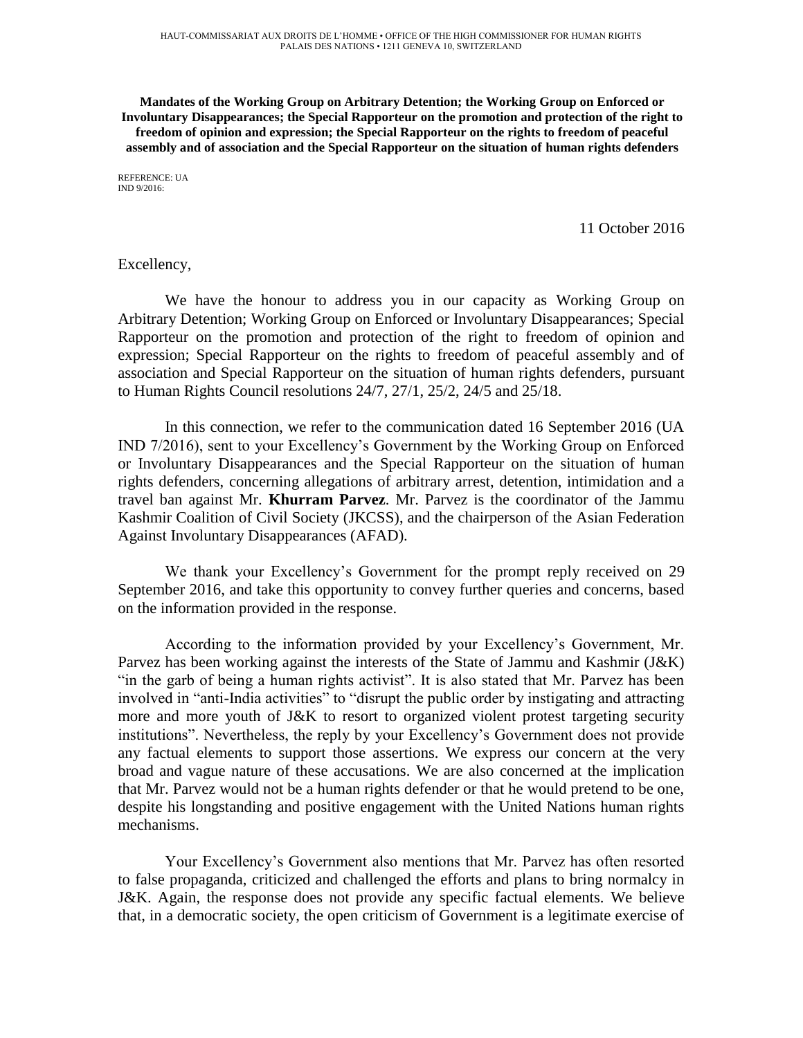HAUT-COMMISSARIAT AUX DROITS DE L'HOMME • OFFICE OF THE HIGH COMMISSIONER FOR HUMAN RIGHTS
PALAIS DES NATIONS • 1211 GENEVA 10, SWITZERLAND

**Mandates of the Working Group on Arbitrary Detention; the Working Group on Enforced or Involuntary Disappearances; the Special Rapporteur on the promotion and protection of the right to freedom of opinion and expression; the Special Rapporteur on the rights to freedom of peaceful assembly and of association and the Special Rapporteur on the situation of human rights defenders**

REFERENCE: UA
IND 9/2016:

11 October 2016

Excellency,

We have the honour to address you in our capacity as Working Group on Arbitrary Detention; Working Group on Enforced or Involuntary Disappearances; Special Rapporteur on the promotion and protection of the right to freedom of opinion and expression; Special Rapporteur on the rights to freedom of peaceful assembly and of association and Special Rapporteur on the situation of human rights defenders, pursuant to Human Rights Council resolutions 24/7, 27/1, 25/2, 24/5 and 25/18.

In this connection, we refer to the communication dated 16 September 2016 (UA IND 7/2016), sent to your Excellency's Government by the Working Group on Enforced or Involuntary Disappearances and the Special Rapporteur on the situation of human rights defenders, concerning allegations of arbitrary arrest, detention, intimidation and a travel ban against Mr. **Khurram Parvez**. Mr. Parvez is the coordinator of the Jammu Kashmir Coalition of Civil Society (JKCSS), and the chairperson of the Asian Federation Against Involuntary Disappearances (AFAD).

We thank your Excellency's Government for the prompt reply received on 29 September 2016, and take this opportunity to convey further queries and concerns, based on the information provided in the response.

According to the information provided by your Excellency's Government, Mr. Parvez has been working against the interests of the State of Jammu and Kashmir (J&K) "in the garb of being a human rights activist". It is also stated that Mr. Parvez has been involved in "anti-India activities" to "disrupt the public order by instigating and attracting more and more youth of J&K to resort to organized violent protest targeting security institutions". Nevertheless, the reply by your Excellency's Government does not provide any factual elements to support those assertions. We express our concern at the very broad and vague nature of these accusations. We are also concerned at the implication that Mr. Parvez would not be a human rights defender or that he would pretend to be one, despite his longstanding and positive engagement with the United Nations human rights mechanisms.

Your Excellency's Government also mentions that Mr. Parvez has often resorted to false propaganda, criticized and challenged the efforts and plans to bring normalcy in J&K. Again, the response does not provide any specific factual elements. We believe that, in a democratic society, the open criticism of Government is a legitimate exercise of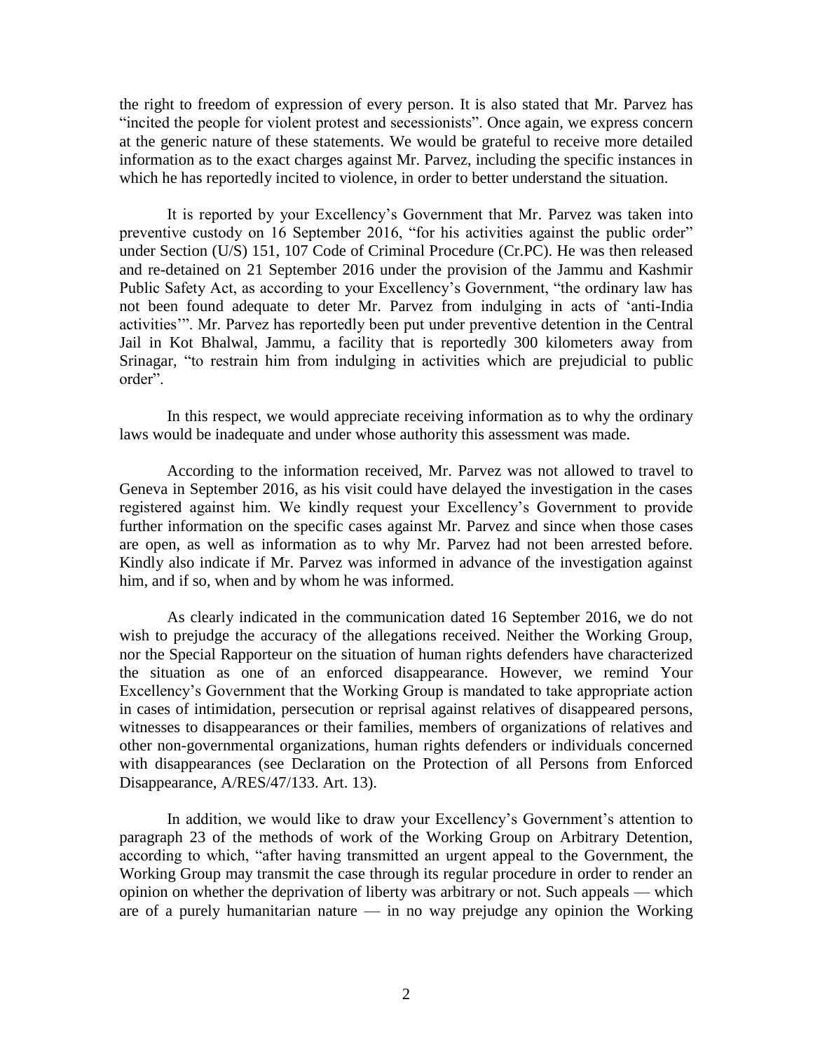the right to freedom of expression of every person. It is also stated that Mr. Parvez has "incited the people for violent protest and secessionists". Once again, we express concern at the generic nature of these statements. We would be grateful to receive more detailed information as to the exact charges against Mr. Parvez, including the specific instances in which he has reportedly incited to violence, in order to better understand the situation.

It is reported by your Excellency's Government that Mr. Parvez was taken into preventive custody on 16 September 2016, "for his activities against the public order" under Section (U/S) 151, 107 Code of Criminal Procedure (Cr.PC). He was then released and re-detained on 21 September 2016 under the provision of the Jammu and Kashmir Public Safety Act, as according to your Excellency's Government, "the ordinary law has not been found adequate to deter Mr. Parvez from indulging in acts of 'anti-India activities'". Mr. Parvez has reportedly been put under preventive detention in the Central Jail in Kot Bhalwal, Jammu, a facility that is reportedly 300 kilometers away from Srinagar, "to restrain him from indulging in activities which are prejudicial to public order".

In this respect, we would appreciate receiving information as to why the ordinary laws would be inadequate and under whose authority this assessment was made.

According to the information received, Mr. Parvez was not allowed to travel to Geneva in September 2016, as his visit could have delayed the investigation in the cases registered against him. We kindly request your Excellency's Government to provide further information on the specific cases against Mr. Parvez and since when those cases are open, as well as information as to why Mr. Parvez had not been arrested before. Kindly also indicate if Mr. Parvez was informed in advance of the investigation against him, and if so, when and by whom he was informed.

As clearly indicated in the communication dated 16 September 2016, we do not wish to prejudge the accuracy of the allegations received. Neither the Working Group, nor the Special Rapporteur on the situation of human rights defenders have characterized the situation as one of an enforced disappearance. However, we remind Your Excellency's Government that the Working Group is mandated to take appropriate action in cases of intimidation, persecution or reprisal against relatives of disappeared persons, witnesses to disappearances or their families, members of organizations of relatives and other non-governmental organizations, human rights defenders or individuals concerned with disappearances (see Declaration on the Protection of all Persons from Enforced Disappearance, A/RES/47/133. Art. 13).

In addition, we would like to draw your Excellency's Government's attention to paragraph 23 of the methods of work of the Working Group on Arbitrary Detention, according to which, "after having transmitted an urgent appeal to the Government, the Working Group may transmit the case through its regular procedure in order to render an opinion on whether the deprivation of liberty was arbitrary or not. Such appeals — which are of a purely humanitarian nature — in no way prejudge any opinion the Working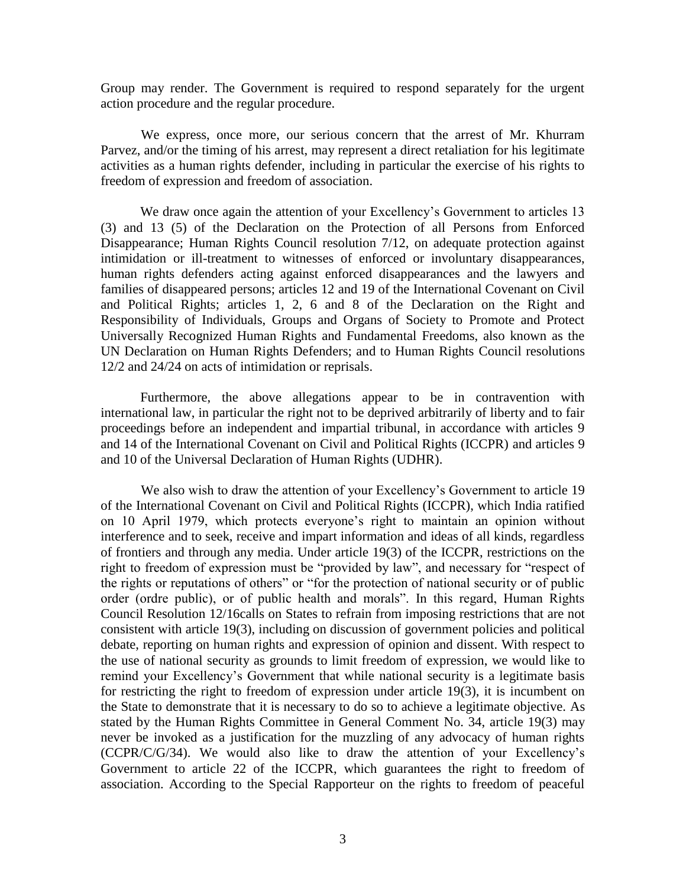Group may render. The Government is required to respond separately for the urgent action procedure and the regular procedure.

We express, once more, our serious concern that the arrest of Mr. Khurram Parvez, and/or the timing of his arrest, may represent a direct retaliation for his legitimate activities as a human rights defender, including in particular the exercise of his rights to freedom of expression and freedom of association.

We draw once again the attention of your Excellency's Government to articles 13 (3) and 13 (5) of the Declaration on the Protection of all Persons from Enforced Disappearance; Human Rights Council resolution 7/12, on adequate protection against intimidation or ill-treatment to witnesses of enforced or involuntary disappearances, human rights defenders acting against enforced disappearances and the lawyers and families of disappeared persons; articles 12 and 19 of the International Covenant on Civil and Political Rights; articles 1, 2, 6 and 8 of the Declaration on the Right and Responsibility of Individuals, Groups and Organs of Society to Promote and Protect Universally Recognized Human Rights and Fundamental Freedoms, also known as the UN Declaration on Human Rights Defenders; and to Human Rights Council resolutions 12/2 and 24/24 on acts of intimidation or reprisals.

Furthermore, the above allegations appear to be in contravention with international law, in particular the right not to be deprived arbitrarily of liberty and to fair proceedings before an independent and impartial tribunal, in accordance with articles 9 and 14 of the International Covenant on Civil and Political Rights (ICCPR) and articles 9 and 10 of the Universal Declaration of Human Rights (UDHR).

We also wish to draw the attention of your Excellency's Government to article 19 of the International Covenant on Civil and Political Rights (ICCPR), which India ratified on 10 April 1979, which protects everyone's right to maintain an opinion without interference and to seek, receive and impart information and ideas of all kinds, regardless of frontiers and through any media. Under article 19(3) of the ICCPR, restrictions on the right to freedom of expression must be "provided by law", and necessary for "respect of the rights or reputations of others" or "for the protection of national security or of public order (ordre public), or of public health and morals". In this regard, Human Rights Council Resolution 12/16calls on States to refrain from imposing restrictions that are not consistent with article 19(3), including on discussion of government policies and political debate, reporting on human rights and expression of opinion and dissent. With respect to the use of national security as grounds to limit freedom of expression, we would like to remind your Excellency's Government that while national security is a legitimate basis for restricting the right to freedom of expression under article 19(3), it is incumbent on the State to demonstrate that it is necessary to do so to achieve a legitimate objective. As stated by the Human Rights Committee in General Comment No. 34, article 19(3) may never be invoked as a justification for the muzzling of any advocacy of human rights (CCPR/C/G/34). We would also like to draw the attention of your Excellency's Government to article 22 of the ICCPR, which guarantees the right to freedom of association. According to the Special Rapporteur on the rights to freedom of peaceful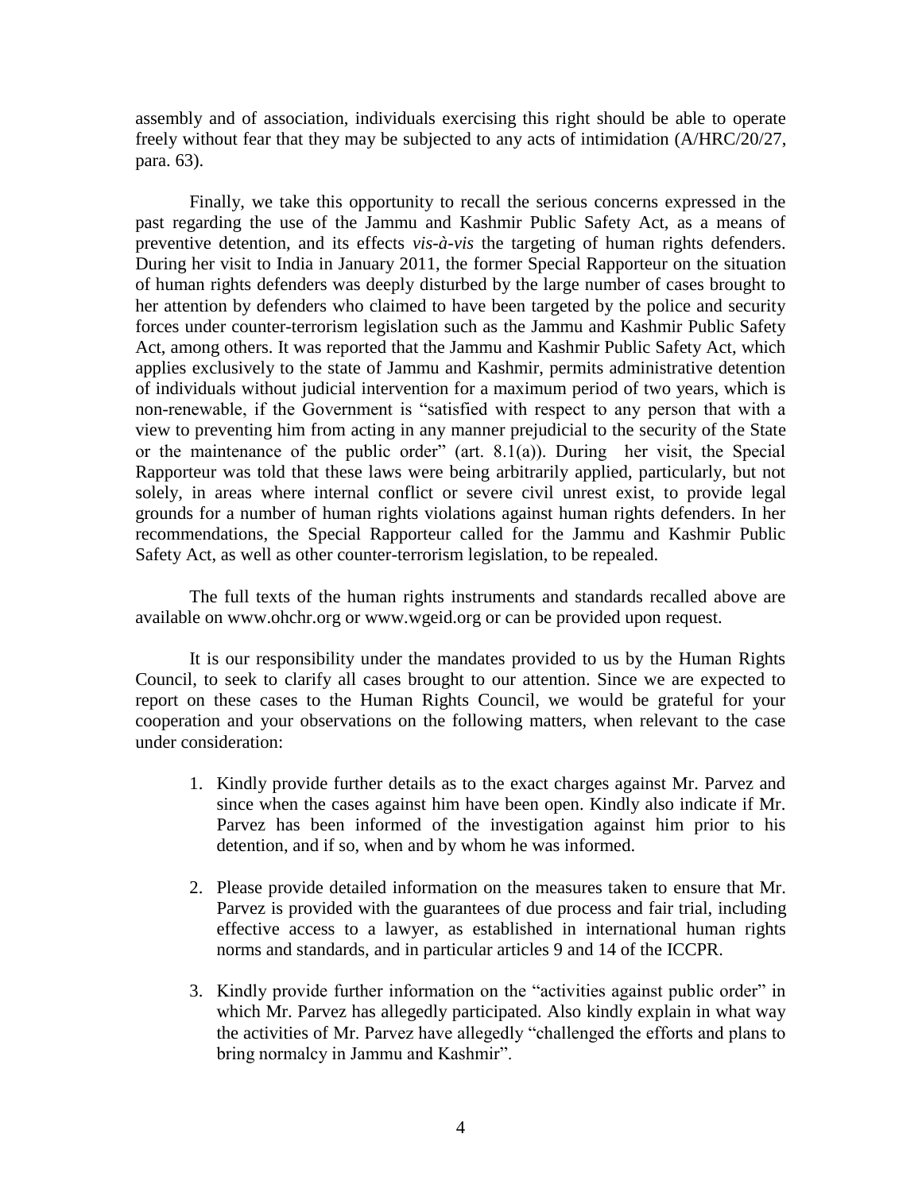assembly and of association, individuals exercising this right should be able to operate freely without fear that they may be subjected to any acts of intimidation (A/HRC/20/27, para. 63).

Finally, we take this opportunity to recall the serious concerns expressed in the past regarding the use of the Jammu and Kashmir Public Safety Act, as a means of preventive detention, and its effects *vis-à-vis* the targeting of human rights defenders. During her visit to India in January 2011, the former Special Rapporteur on the situation of human rights defenders was deeply disturbed by the large number of cases brought to her attention by defenders who claimed to have been targeted by the police and security forces under counter-terrorism legislation such as the Jammu and Kashmir Public Safety Act, among others. It was reported that the Jammu and Kashmir Public Safety Act, which applies exclusively to the state of Jammu and Kashmir, permits administrative detention of individuals without judicial intervention for a maximum period of two years, which is non-renewable, if the Government is "satisfied with respect to any person that with a view to preventing him from acting in any manner prejudicial to the security of the State or the maintenance of the public order" (art. 8.1(a)). During her visit, the Special Rapporteur was told that these laws were being arbitrarily applied, particularly, but not solely, in areas where internal conflict or severe civil unrest exist, to provide legal grounds for a number of human rights violations against human rights defenders. In her recommendations, the Special Rapporteur called for the Jammu and Kashmir Public Safety Act, as well as other counter-terrorism legislation, to be repealed.

The full texts of the human rights instruments and standards recalled above are available on www.ohchr.org or www.wgeid.org or can be provided upon request.

It is our responsibility under the mandates provided to us by the Human Rights Council, to seek to clarify all cases brought to our attention. Since we are expected to report on these cases to the Human Rights Council, we would be grateful for your cooperation and your observations on the following matters, when relevant to the case under consideration:

1. Kindly provide further details as to the exact charges against Mr. Parvez and since when the cases against him have been open. Kindly also indicate if Mr. Parvez has been informed of the investigation against him prior to his detention, and if so, when and by whom he was informed.

2. Please provide detailed information on the measures taken to ensure that Mr. Parvez is provided with the guarantees of due process and fair trial, including effective access to a lawyer, as established in international human rights norms and standards, and in particular articles 9 and 14 of the ICCPR.

3. Kindly provide further information on the "activities against public order" in which Mr. Parvez has allegedly participated. Also kindly explain in what way the activities of Mr. Parvez have allegedly "challenged the efforts and plans to bring normalcy in Jammu and Kashmir".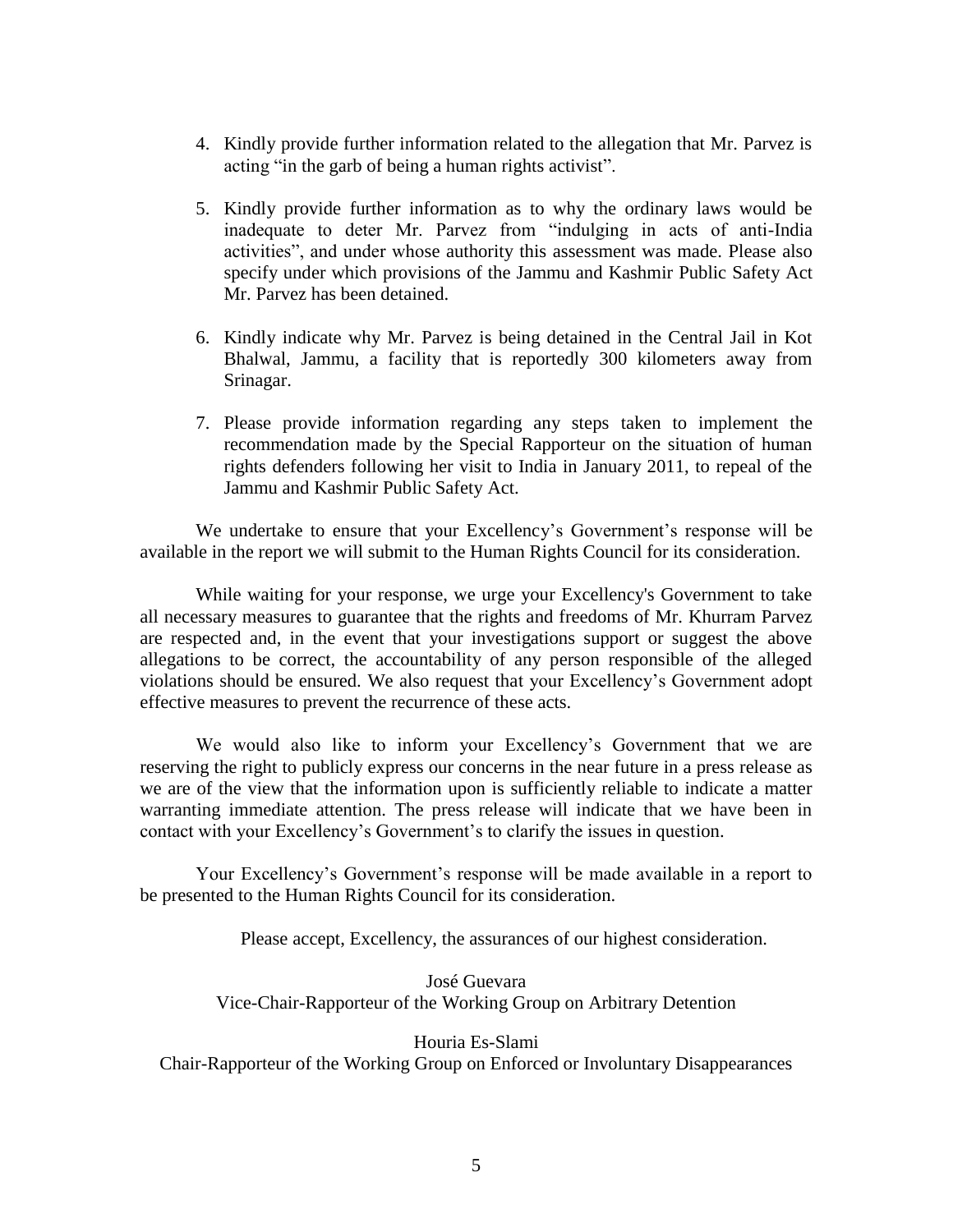4. Kindly provide further information related to the allegation that Mr. Parvez is acting "in the garb of being a human rights activist".

5. Kindly provide further information as to why the ordinary laws would be inadequate to deter Mr. Parvez from "indulging in acts of anti-India activities", and under whose authority this assessment was made. Please also specify under which provisions of the Jammu and Kashmir Public Safety Act Mr. Parvez has been detained.

6. Kindly indicate why Mr. Parvez is being detained in the Central Jail in Kot Bhalwal, Jammu, a facility that is reportedly 300 kilometers away from Srinagar.

7. Please provide information regarding any steps taken to implement the recommendation made by the Special Rapporteur on the situation of human rights defenders following her visit to India in January 2011, to repeal of the Jammu and Kashmir Public Safety Act.

We undertake to ensure that your Excellency's Government's response will be available in the report we will submit to the Human Rights Council for its consideration.

While waiting for your response, we urge your Excellency's Government to take all necessary measures to guarantee that the rights and freedoms of Mr. Khurram Parvez are respected and, in the event that your investigations support or suggest the above allegations to be correct, the accountability of any person responsible of the alleged violations should be ensured. We also request that your Excellency's Government adopt effective measures to prevent the recurrence of these acts.

We would also like to inform your Excellency's Government that we are reserving the right to publicly express our concerns in the near future in a press release as we are of the view that the information upon is sufficiently reliable to indicate a matter warranting immediate attention. The press release will indicate that we have been in contact with your Excellency's Government's to clarify the issues in question.

Your Excellency's Government's response will be made available in a report to be presented to the Human Rights Council for its consideration.

Please accept, Excellency, the assurances of our highest consideration.

José Guevara
Vice-Chair-Rapporteur of the Working Group on Arbitrary Detention

Houria Es-Slami
Chair-Rapporteur of the Working Group on Enforced or Involuntary Disappearances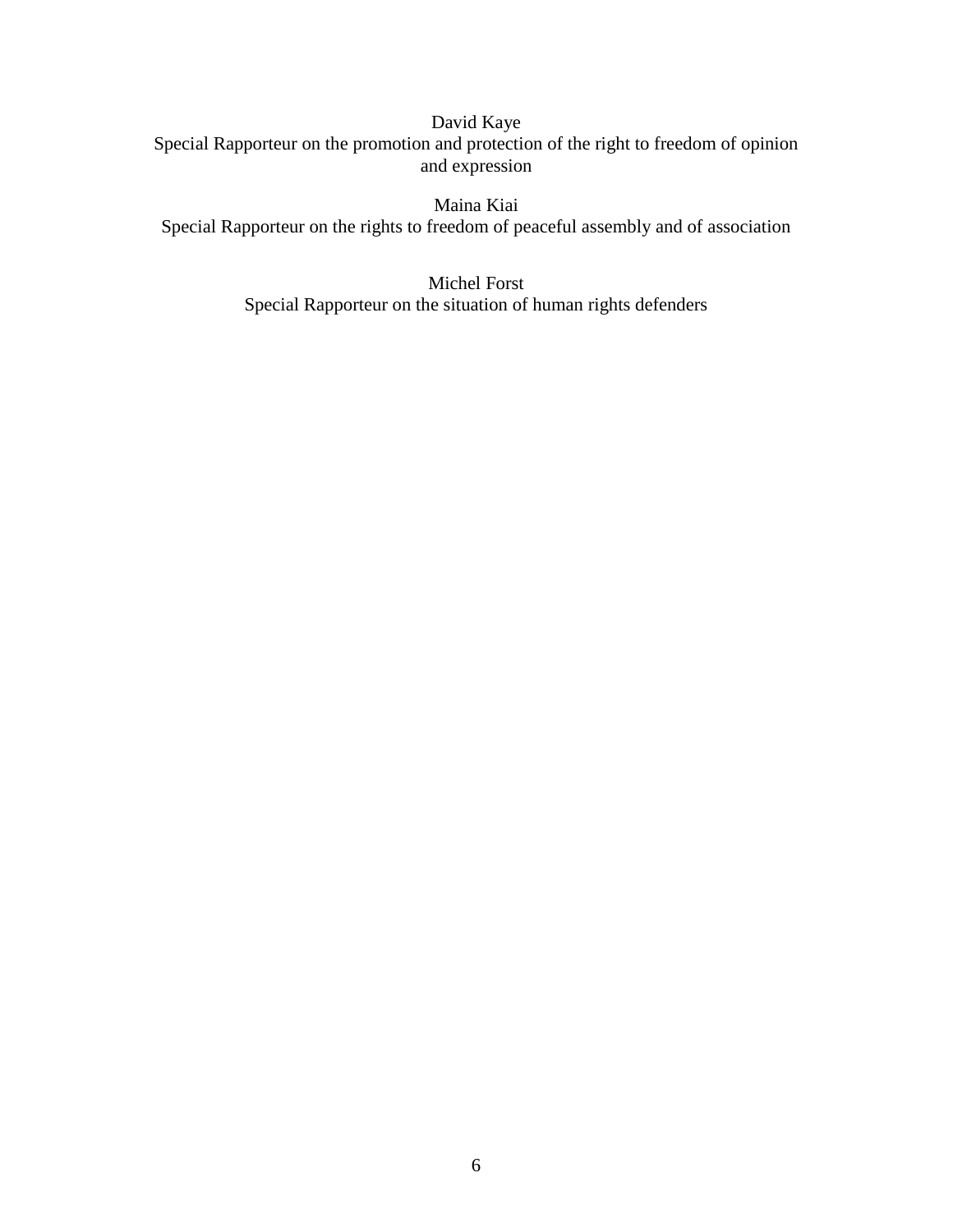David Kaye
Special Rapporteur on the promotion and protection of the right to freedom of opinion and expression

Maina Kiai
Special Rapporteur on the rights to freedom of peaceful assembly and of association

Michel Forst
Special Rapporteur on the situation of human rights defenders